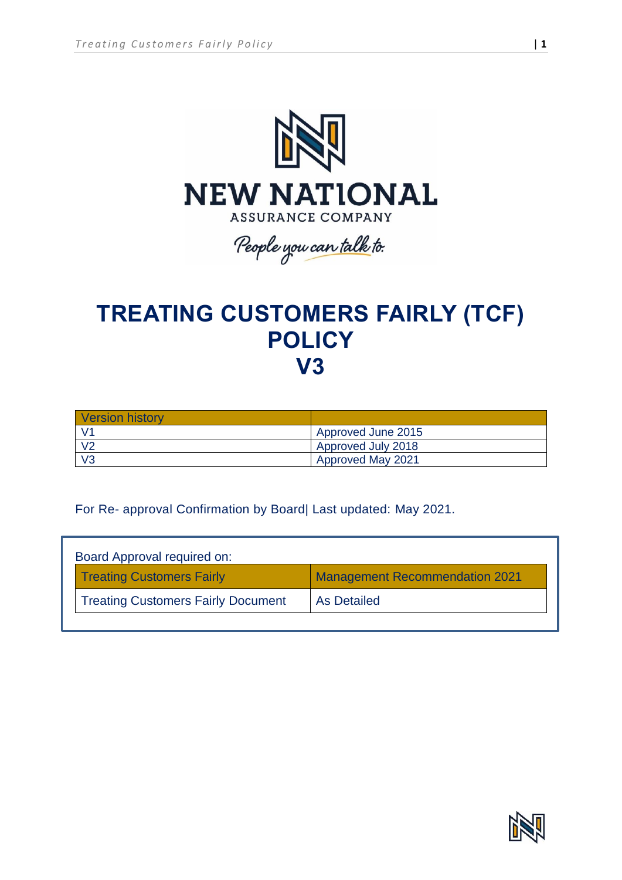NEW NATIONAL

ASSURANCE COMPANY

People you can talk to.

# TREATING CUSTOMERS FAIRLY (TCF) POLICY V3

| Version history | |
|---|---|
| V1 | Approved June 2015 |
| V2 | Approved July 2018 |
| V3 | Approved May 2021 |

For Re- approval Confirmation by Board| Last updated: May 2021.

Board Approval required on:

| Treating Customers Fairly | Management Recommendation 2021 |
|---|---|
| Treating Customers Fairly Document | As Detailed |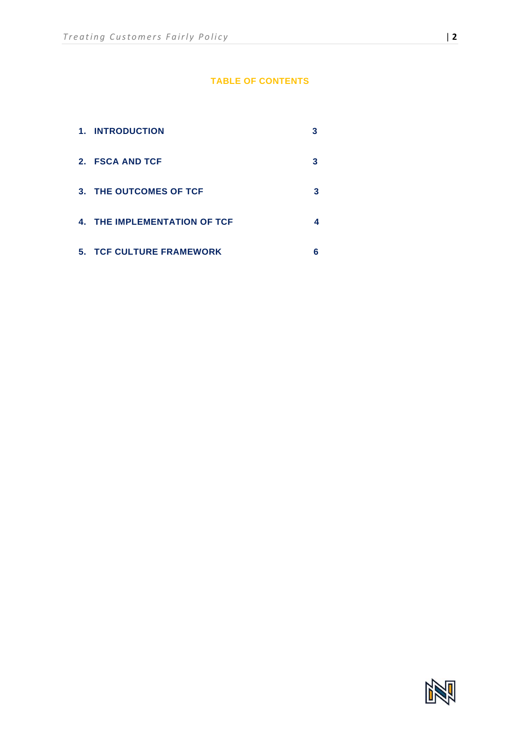## TABLE OF CONTENTS

| | |
|---|---|
| 1. INTRODUCTION | 3 |
| 2. FSCA AND TCF | 3 |
| 3. THE OUTCOMES OF TCF | 3 |
| 4. THE IMPLEMENTATION OF TCF | 4 |
| 5. TCF CULTURE FRAMEWORK | 6 |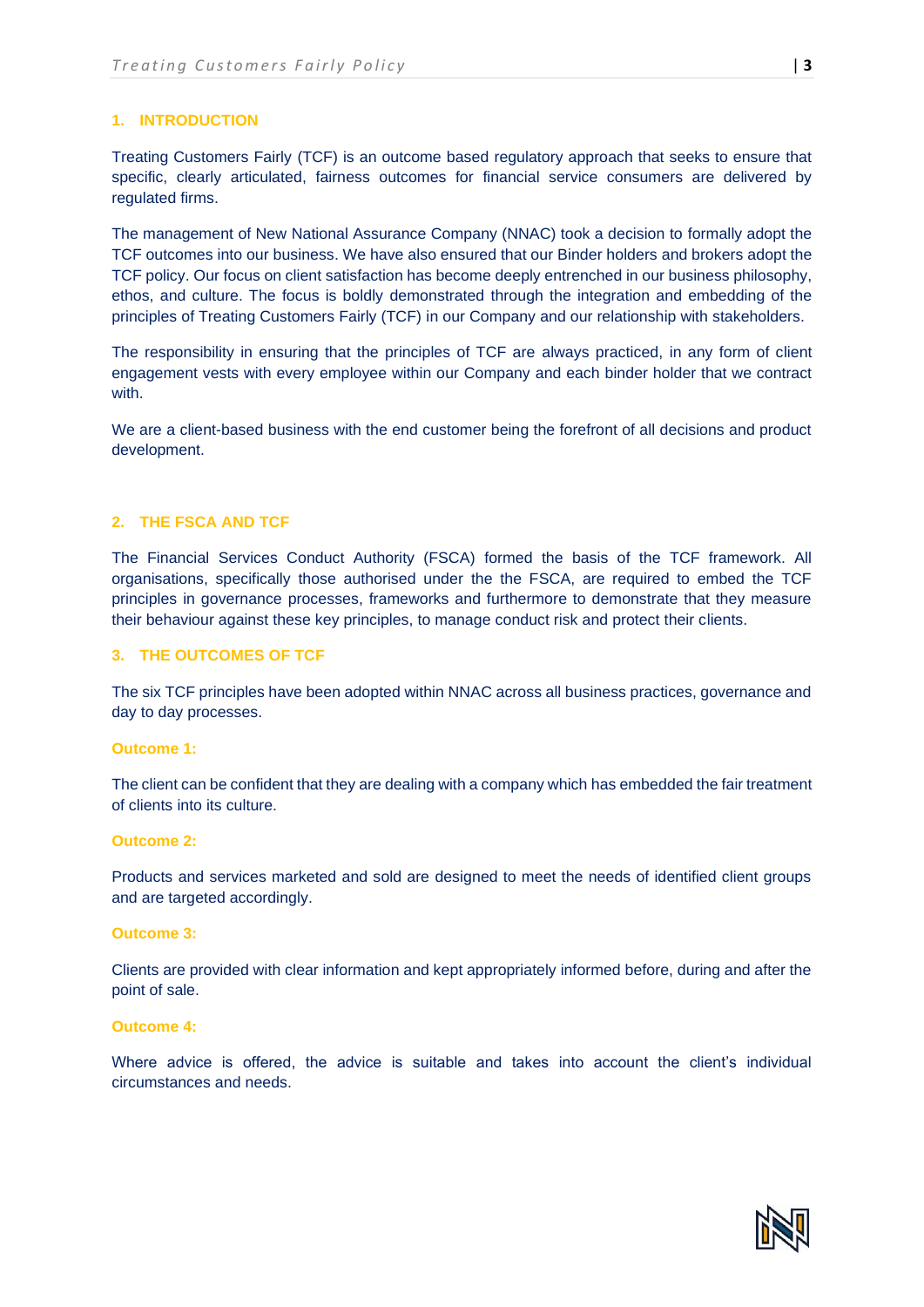## 1. INTRODUCTION

Treating Customers Fairly (TCF) is an outcome based regulatory approach that seeks to ensure that specific, clearly articulated, fairness outcomes for financial service consumers are delivered by regulated firms.

The management of New National Assurance Company (NNAC) took a decision to formally adopt the TCF outcomes into our business. We have also ensured that our Binder holders and brokers adopt the TCF policy. Our focus on client satisfaction has become deeply entrenched in our business philosophy, ethos, and culture. The focus is boldly demonstrated through the integration and embedding of the principles of Treating Customers Fairly (TCF) in our Company and our relationship with stakeholders.

The responsibility in ensuring that the principles of TCF are always practiced, in any form of client engagement vests with every employee within our Company and each binder holder that we contract with.

We are a client-based business with the end customer being the forefront of all decisions and product development.

## 2. THE FSCA AND TCF

The Financial Services Conduct Authority (FSCA) formed the basis of the TCF framework. All organisations, specifically those authorised under the the FSCA, are required to embed the TCF principles in governance processes, frameworks and furthermore to demonstrate that they measure their behaviour against these key principles, to manage conduct risk and protect their clients.

## 3. THE OUTCOMES OF TCF

The six TCF principles have been adopted within NNAC across all business practices, governance and day to day processes.

### Outcome 1:

The client can be confident that they are dealing with a company which has embedded the fair treatment of clients into its culture.

### Outcome 2:

Products and services marketed and sold are designed to meet the needs of identified client groups and are targeted accordingly.

### Outcome 3:

Clients are provided with clear information and kept appropriately informed before, during and after the point of sale.

### Outcome 4:

Where advice is offered, the advice is suitable and takes into account the client's individual circumstances and needs.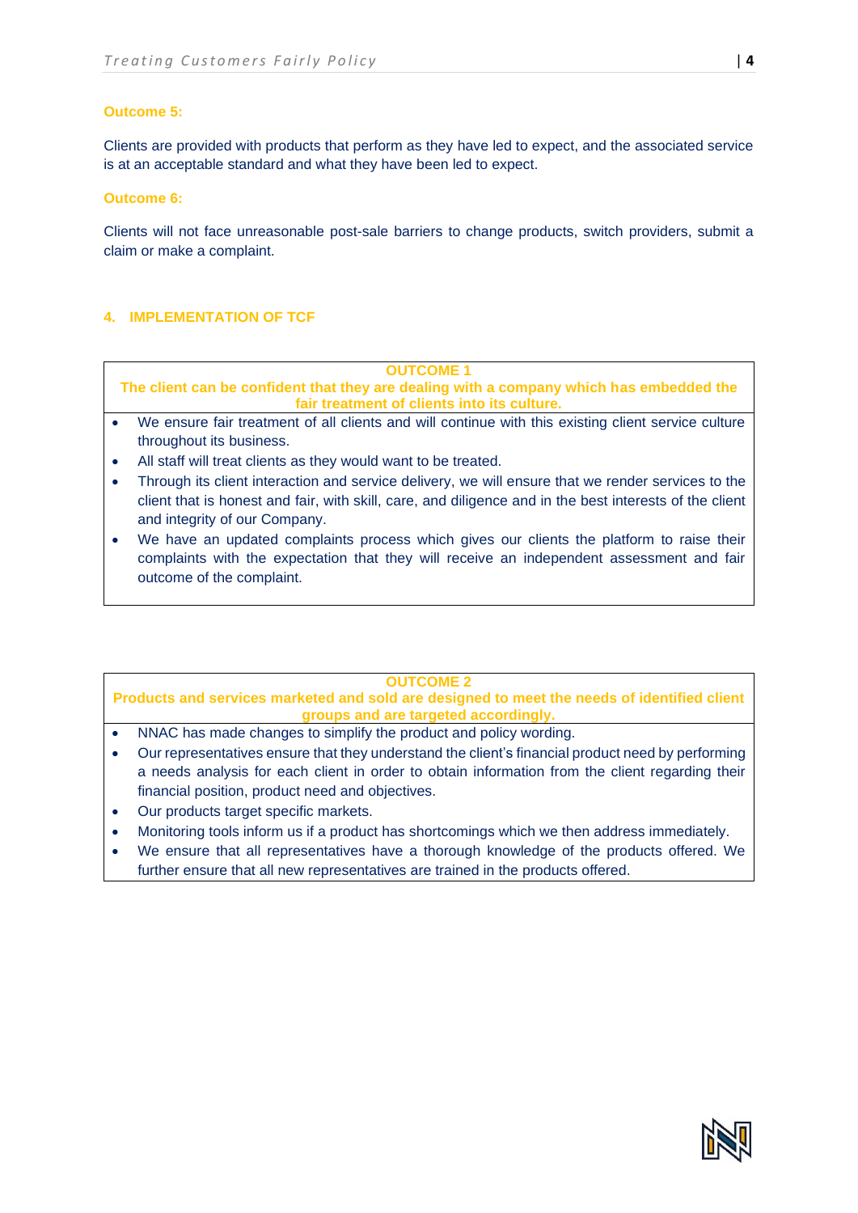**Outcome 5:**

Clients are provided with products that perform as they have led to expect, and the associated service is at an acceptable standard and what they have been led to expect.

**Outcome 6:**

Clients will not face unreasonable post-sale barriers to change products, switch providers, submit a claim or make a complaint.

## 4. IMPLEMENTATION OF TCF

| OUTCOME 1<br>The client can be confident that they are dealing with a company which has embedded the fair treatment of clients into its culture. |
|---|
| • We ensure fair treatment of all clients and will continue with this existing client service culture throughout its business.<br>• All staff will treat clients as they would want to be treated.<br>• Through its client interaction and service delivery, we will ensure that we render services to the client that is honest and fair, with skill, care, and diligence and in the best interests of the client and integrity of our Company.<br>• We have an updated complaints process which gives our clients the platform to raise their complaints with the expectation that they will receive an independent assessment and fair outcome of the complaint. |

| OUTCOME 2<br>Products and services marketed and sold are designed to meet the needs of identified client groups and are targeted accordingly. |
|---|
| • NNAC has made changes to simplify the product and policy wording.<br>• Our representatives ensure that they understand the client's financial product need by performing a needs analysis for each client in order to obtain information from the client regarding their financial position, product need and objectives.<br>• Our products target specific markets.<br>• Monitoring tools inform us if a product has shortcomings which we then address immediately.<br>• We ensure that all representatives have a thorough knowledge of the products offered. We further ensure that all new representatives are trained in the products offered. |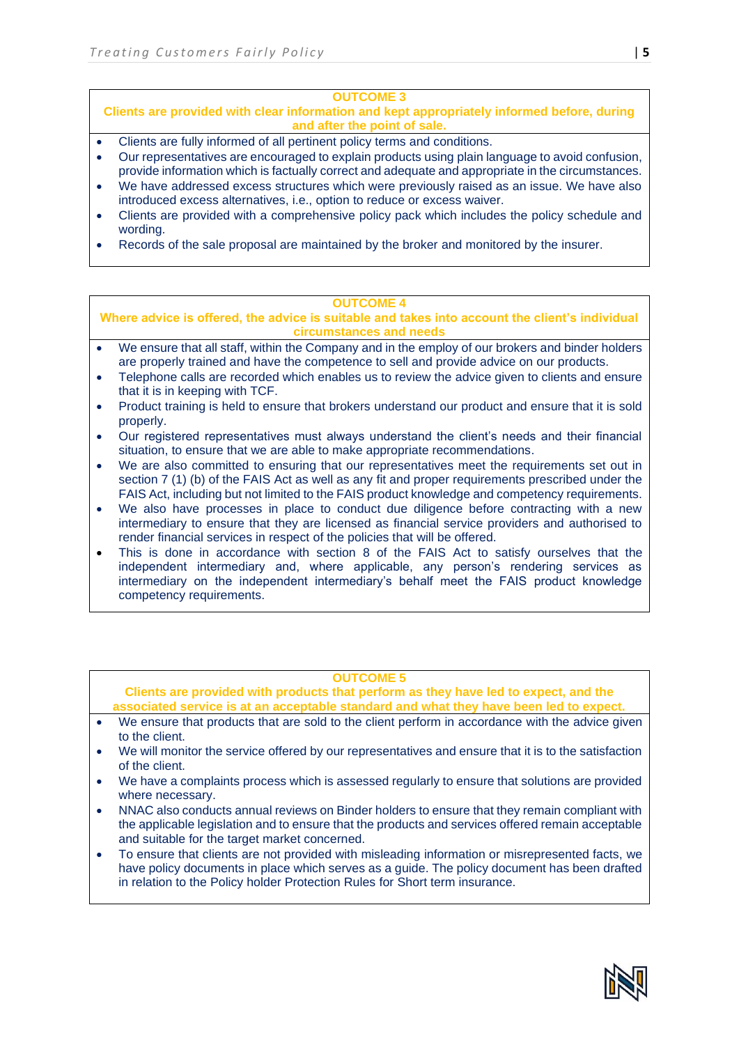## OUTCOME 3

**Clients are provided with clear information and kept appropriately informed before, during and after the point of sale.**

- Clients are fully informed of all pertinent policy terms and conditions.
- Our representatives are encouraged to explain products using plain language to avoid confusion, provide information which is factually correct and adequate and appropriate in the circumstances.
- We have addressed excess structures which were previously raised as an issue. We have also introduced excess alternatives, i.e., option to reduce or excess waiver.
- Clients are provided with a comprehensive policy pack which includes the policy schedule and wording.
- Records of the sale proposal are maintained by the broker and monitored by the insurer.

## OUTCOME 4

**Where advice is offered, the advice is suitable and takes into account the client's individual circumstances and needs**

- We ensure that all staff, within the Company and in the employ of our brokers and binder holders are properly trained and have the competence to sell and provide advice on our products.
- Telephone calls are recorded which enables us to review the advice given to clients and ensure that it is in keeping with TCF.
- Product training is held to ensure that brokers understand our product and ensure that it is sold properly.
- Our registered representatives must always understand the client's needs and their financial situation, to ensure that we are able to make appropriate recommendations.
- We are also committed to ensuring that our representatives meet the requirements set out in section 7 (1) (b) of the FAIS Act as well as any fit and proper requirements prescribed under the FAIS Act, including but not limited to the FAIS product knowledge and competency requirements.
- We also have processes in place to conduct due diligence before contracting with a new intermediary to ensure that they are licensed as financial service providers and authorised to render financial services in respect of the policies that will be offered.
- This is done in accordance with section 8 of the FAIS Act to satisfy ourselves that the independent intermediary and, where applicable, any person's rendering services as intermediary on the independent intermediary's behalf meet the FAIS product knowledge competency requirements.

## OUTCOME 5

**Clients are provided with products that perform as they have led to expect, and the associated service is at an acceptable standard and what they have been led to expect.**

- We ensure that products that are sold to the client perform in accordance with the advice given to the client.
- We will monitor the service offered by our representatives and ensure that it is to the satisfaction of the client.
- We have a complaints process which is assessed regularly to ensure that solutions are provided where necessary.
- NNAC also conducts annual reviews on Binder holders to ensure that they remain compliant with the applicable legislation and to ensure that the products and services offered remain acceptable and suitable for the target market concerned.
- To ensure that clients are not provided with misleading information or misrepresented facts, we have policy documents in place which serves as a guide. The policy document has been drafted in relation to the Policy holder Protection Rules for Short term insurance.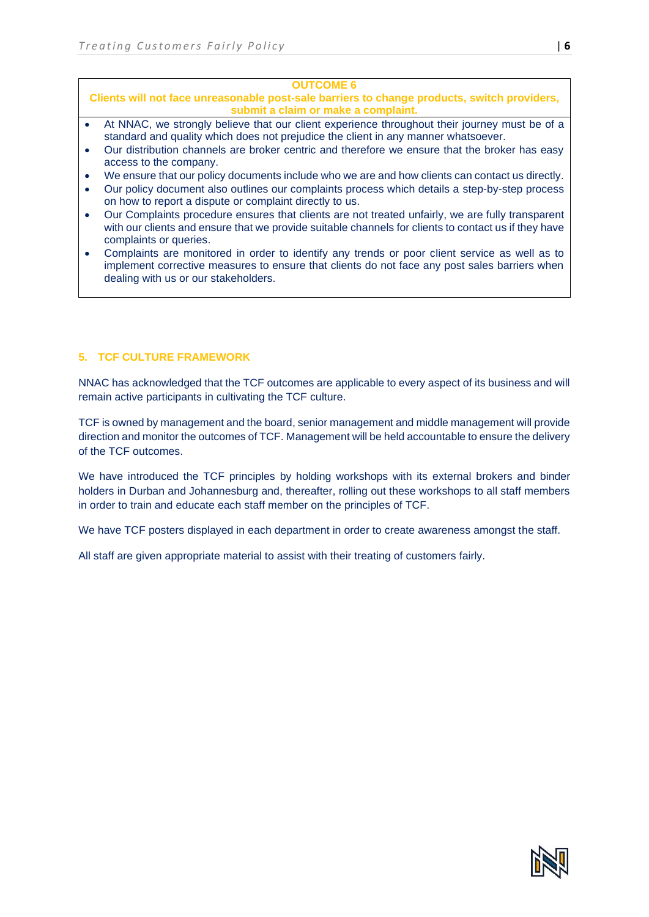**OUTCOME 6**

**Clients will not face unreasonable post-sale barriers to change products, switch providers, submit a claim or make a complaint.**

- At NNAC, we strongly believe that our client experience throughout their journey must be of a standard and quality which does not prejudice the client in any manner whatsoever.
- Our distribution channels are broker centric and therefore we ensure that the broker has easy access to the company.
- We ensure that our policy documents include who we are and how clients can contact us directly.
- Our policy document also outlines our complaints process which details a step-by-step process on how to report a dispute or complaint directly to us.
- Our Complaints procedure ensures that clients are not treated unfairly, we are fully transparent with our clients and ensure that we provide suitable channels for clients to contact us if they have complaints or queries.
- Complaints are monitored in order to identify any trends or poor client service as well as to implement corrective measures to ensure that clients do not face any post sales barriers when dealing with us or our stakeholders.

## 5. TCF CULTURE FRAMEWORK

NNAC has acknowledged that the TCF outcomes are applicable to every aspect of its business and will remain active participants in cultivating the TCF culture.

TCF is owned by management and the board, senior management and middle management will provide direction and monitor the outcomes of TCF. Management will be held accountable to ensure the delivery of the TCF outcomes.

We have introduced the TCF principles by holding workshops with its external brokers and binder holders in Durban and Johannesburg and, thereafter, rolling out these workshops to all staff members in order to train and educate each staff member on the principles of TCF.

We have TCF posters displayed in each department in order to create awareness amongst the staff.

All staff are given appropriate material to assist with their treating of customers fairly.